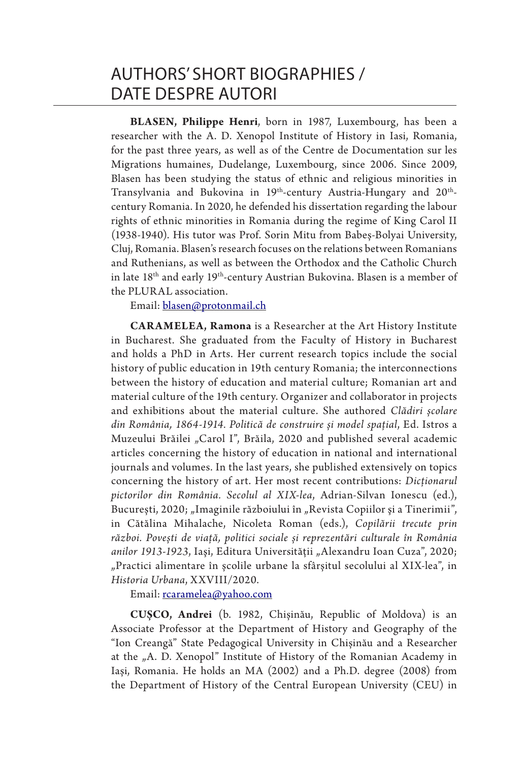# AUTHORS' SHORT BIOGRAPHIES / DATE DESPRE AUTORI

**BLASEN, Philippe Henri**, born in 1987, Luxembourg, has been a researcher with the A. D. Xenopol Institute of History in Iasi, Romania, for the past three years, as well as of the Centre de Documentation sur les Migrations humaines, Dudelange, Luxembourg, since 2006. Since 2009, Blasen has been studying the status of ethnic and religious minorities in Transylvania and Bukovina in 19th-century Austria-Hungary and 20th-century Romania. In 2020, he defended his dissertation regarding the labour rights of ethnic minorities in Romania during the regime of King Carol II (1938-1940). His tutor was Prof. Sorin Mitu from Babeș-Bolyai University, Cluj, Romania. Blasen's research focuses on the relations between Romanians and Ruthenians, as well as between the Orthodox and the Catholic Church in late 18th and early 19th-century Austrian Bukovina. Blasen is a member of the PLURAL association.

Email: blasen@protonmail.ch

**CARAMELEA, Ramona** is a Researcher at the Art History Institute in Bucharest. She graduated from the Faculty of History in Bucharest and holds a PhD in Arts. Her current research topics include the social history of public education in 19th century Romania; the interconnections between the history of education and material culture; Romanian art and material culture of the 19th century. Organizer and collaborator in projects and exhibitions about the material culture. She authored *Clădiri școlare din România, 1864-1914. Politică de construire și model spațial*, Ed. Istros a Muzeului Brăilei „Carol I", Brăila, 2020 and published several academic articles concerning the history of education in national and international journals and volumes. In the last years, she published extensively on topics concerning the history of art. Her most recent contributions: *Dicționarul pictorilor din România. Secolul al XIX-lea*, Adrian-Silvan Ionescu (ed.), București, 2020; „Imaginile războiului în „Revista Copiilor şi a Tinerimii", in Cătălina Mihalache, Nicoleta Roman (eds.), *Copilării trecute prin război. Povești de viață, politici sociale și reprezentări culturale în România anilor 1913-1923*, Iaşi, Editura Universității „Alexandru Ioan Cuza", 2020; „Practici alimentare în școlile urbane la sfârșitul secolului al XIX-lea", in *Historia Urbana*, XXVIII/2020.

Email: rcaramelea@yahoo.com

**CUȘCO, Andrei** (b. 1982, Chișinău, Republic of Moldova) is an Associate Professor at the Department of History and Geography of the "Ion Creangă" State Pedagogical University in Chișinău and a Researcher at the „A. D. Xenopol" Institute of History of the Romanian Academy in Iași, Romania. He holds an MA (2002) and a Ph.D. degree (2008) from the Department of History of the Central European University (CEU) in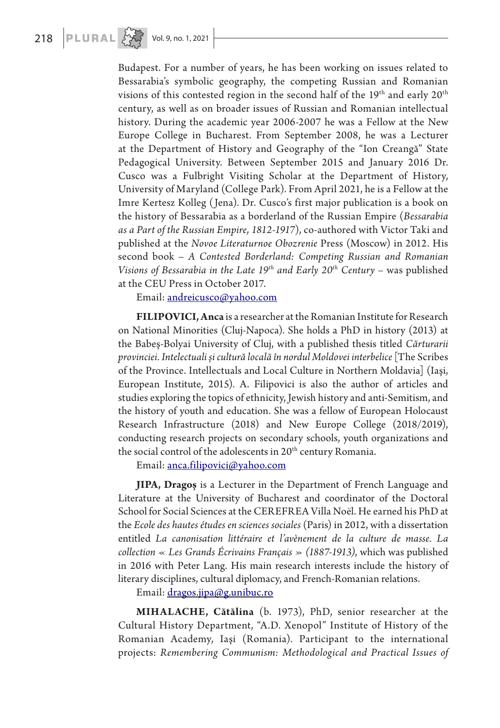Budapest. For a number of years, he has been working on issues related to Bessarabia's symbolic geography, the competing Russian and Romanian visions of this contested region in the second half of the 19th and early 20th century, as well as on broader issues of Russian and Romanian intellectual history. During the academic year 2006-2007 he was a Fellow at the New Europe College in Bucharest. From September 2008, he was a Lecturer at the Department of History and Geography of the "Ion Creangă" State Pedagogical University. Between September 2015 and January 2016 Dr. Cusco was a Fulbright Visiting Scholar at the Department of History, University of Maryland (College Park). From April 2021, he is a Fellow at the Imre Kertesz Kolleg (Jena). Dr. Cusco's first major publication is a book on the history of Bessarabia as a borderland of the Russian Empire (*Bessarabia as a Part of the Russian Empire, 1812-1917*), co-authored with Victor Taki and published at the *Novoe Literaturnoe Obozrenie* Press (Moscow) in 2012. His second book – *A Contested Borderland: Competing Russian and Romanian Visions of Bessarabia in the Late 19th and Early 20th Century* – was published at the CEU Press in October 2017.

Email: andreicusco@yahoo.com

**FILIPOVICI, Anca** is a researcher at the Romanian Institute for Research on National Minorities (Cluj-Napoca). She holds a PhD in history (2013) at the Babeş-Bolyai University of Cluj, with a published thesis titled *Cărturarii provinciei. Intelectuali și cultură locală în nordul Moldovei interbelice* [The Scribes of the Province. Intellectuals and Local Culture in Northern Moldavia] (Iaşi, European Institute, 2015). A. Filipovici is also the author of articles and studies exploring the topics of ethnicity, Jewish history and anti-Semitism, and the history of youth and education. She was a fellow of European Holocaust Research Infrastructure (2018) and New Europe College (2018/2019), conducting research projects on secondary schools, youth organizations and the social control of the adolescents in 20th century Romania.

Email: anca.filipovici@yahoo.com

**JIPA, Dragoș** is a Lecturer in the Department of French Language and Literature at the University of Bucharest and coordinator of the Doctoral School for Social Sciences at the CEREFREA Villa Noël. He earned his PhD at the *Ecole des hautes études en sciences sociales* (Paris) in 2012, with a dissertation entitled *La canonisation littéraire et l'avènement de la culture de masse. La collection « Les Grands Écrivains Français » (1887-1913)*, which was published in 2016 with Peter Lang. His main research interests include the history of literary disciplines, cultural diplomacy, and French-Romanian relations.

Email: dragos.jipa@g.unibuc.ro

**MIHALACHE, Cătălina** (b. 1973), PhD, senior researcher at the Cultural History Department, "A.D. Xenopol" Institute of History of the Romanian Academy, Iaşi (Romania). Participant to the international projects: *Remembering Communism: Methodological and Practical Issues of*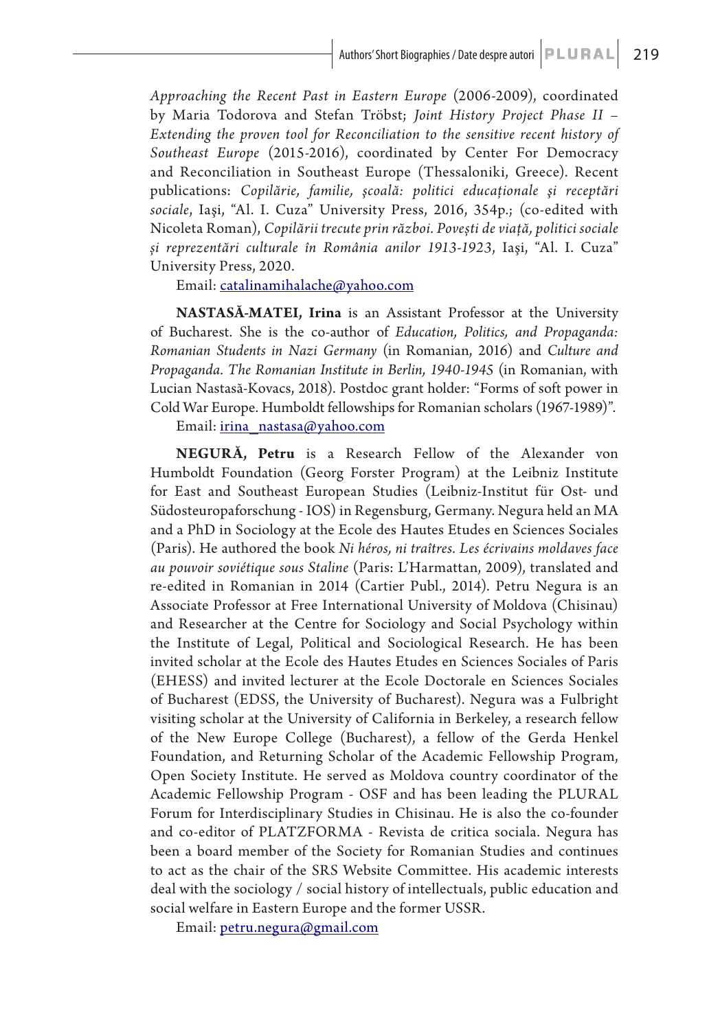*Approaching the Recent Past in Eastern Europe* (2006-2009), coordinated by Maria Todorova and Stefan Tröbst; *Joint History Project Phase II – Extending the proven tool for Reconciliation to the sensitive recent history of Southeast Europe* (2015-2016), coordinated by Center For Democracy and Reconciliation in Southeast Europe (Thessaloniki, Greece). Recent publications: *Copilărie, familie, şcoală: politici educaționale şi receptări sociale*, Iaşi, "Al. I. Cuza" University Press, 2016, 354p.; (co-edited with Nicoleta Roman), *Copilării trecute prin război. Poveşti de viață, politici sociale şi reprezentări culturale în România anilor 1913-1923*, Iaşi, "Al. I. Cuza" University Press, 2020.

Email: catalinamihalache@yahoo.com

**NASTASĂ-MATEI, Irina** is an Assistant Professor at the University of Bucharest. She is the co-author of *Education, Politics, and Propaganda: Romanian Students in Nazi Germany* (in Romanian, 2016) and *Culture and Propaganda. The Romanian Institute in Berlin, 1940-1945* (in Romanian, with Lucian Nastasă-Kovacs, 2018). Postdoc grant holder: "Forms of soft power in Cold War Europe. Humboldt fellowships for Romanian scholars (1967-1989)".

Email: irina_nastasa@yahoo.com

**NEGURĂ, Petru** is a Research Fellow of the Alexander von Humboldt Foundation (Georg Forster Program) at the Leibniz Institute for East and Southeast European Studies (Leibniz-Institut für Ost- und Südosteuropaforschung - IOS) in Regensburg, Germany. Negura held an MA and a PhD in Sociology at the Ecole des Hautes Etudes en Sciences Sociales (Paris). He authored the book *Ni héros, ni traîtres. Les écrivains moldaves face au pouvoir soviétique sous Staline* (Paris: L'Harmattan, 2009), translated and re-edited in Romanian in 2014 (Cartier Publ., 2014). Petru Negura is an Associate Professor at Free International University of Moldova (Chisinau) and Researcher at the Centre for Sociology and Social Psychology within the Institute of Legal, Political and Sociological Research. He has been invited scholar at the Ecole des Hautes Etudes en Sciences Sociales of Paris (EHESS) and invited lecturer at the Ecole Doctorale en Sciences Sociales of Bucharest (EDSS, the University of Bucharest). Negura was a Fulbright visiting scholar at the University of California in Berkeley, a research fellow of the New Europe College (Bucharest), a fellow of the Gerda Henkel Foundation, and Returning Scholar of the Academic Fellowship Program, Open Society Institute. He served as Moldova country coordinator of the Academic Fellowship Program - OSF and has been leading the PLURAL Forum for Interdisciplinary Studies in Chisinau. He is also the co-founder and co-editor of PLATZFORMA - Revista de critica sociala. Negura has been a board member of the Society for Romanian Studies and continues to act as the chair of the SRS Website Committee. His academic interests deal with the sociology / social history of intellectuals, public education and social welfare in Eastern Europe and the former USSR.

Email: petru.negura@gmail.com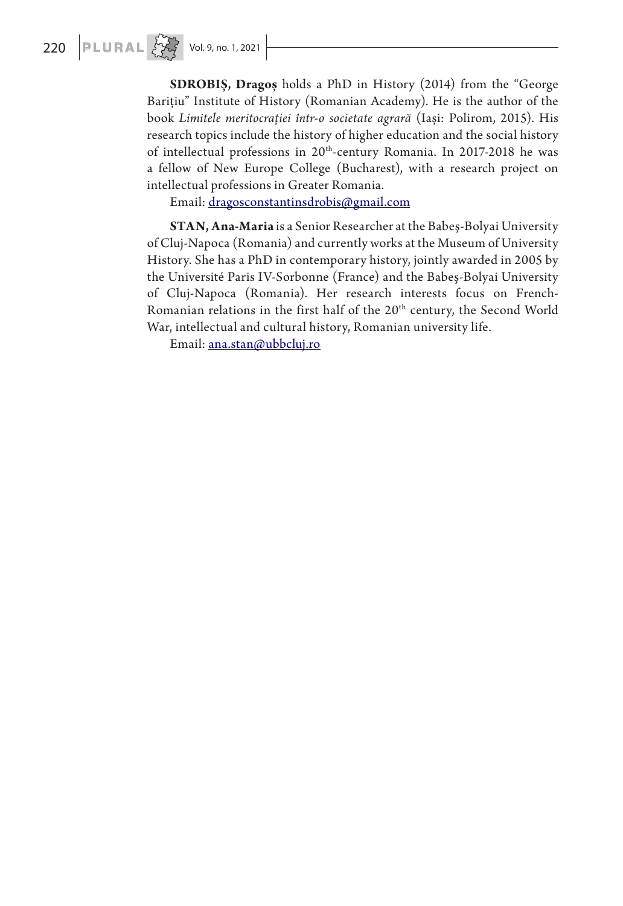**SDROBIŞ, Dragoş** holds a PhD in History (2014) from the "George Bariţiu" Institute of History (Romanian Academy). He is the author of the book *Limitele meritocraţiei într-o societate agrară* (Iaşi: Polirom, 2015). His research topics include the history of higher education and the social history of intellectual professions in 20th-century Romania. In 2017-2018 he was a fellow of New Europe College (Bucharest), with a research project on intellectual professions in Greater Romania.

Email: dragosconstantinsdrobis@gmail.com

**STAN, Ana-Maria** is a Senior Researcher at the Babeş-Bolyai University of Cluj-Napoca (Romania) and currently works at the Museum of University History. She has a PhD in contemporary history, jointly awarded in 2005 by the Université Paris IV-Sorbonne (France) and the Babeş-Bolyai University of Cluj-Napoca (Romania). Her research interests focus on French-Romanian relations in the first half of the 20th century, the Second World War, intellectual and cultural history, Romanian university life.

Email: ana.stan@ubbcluj.ro